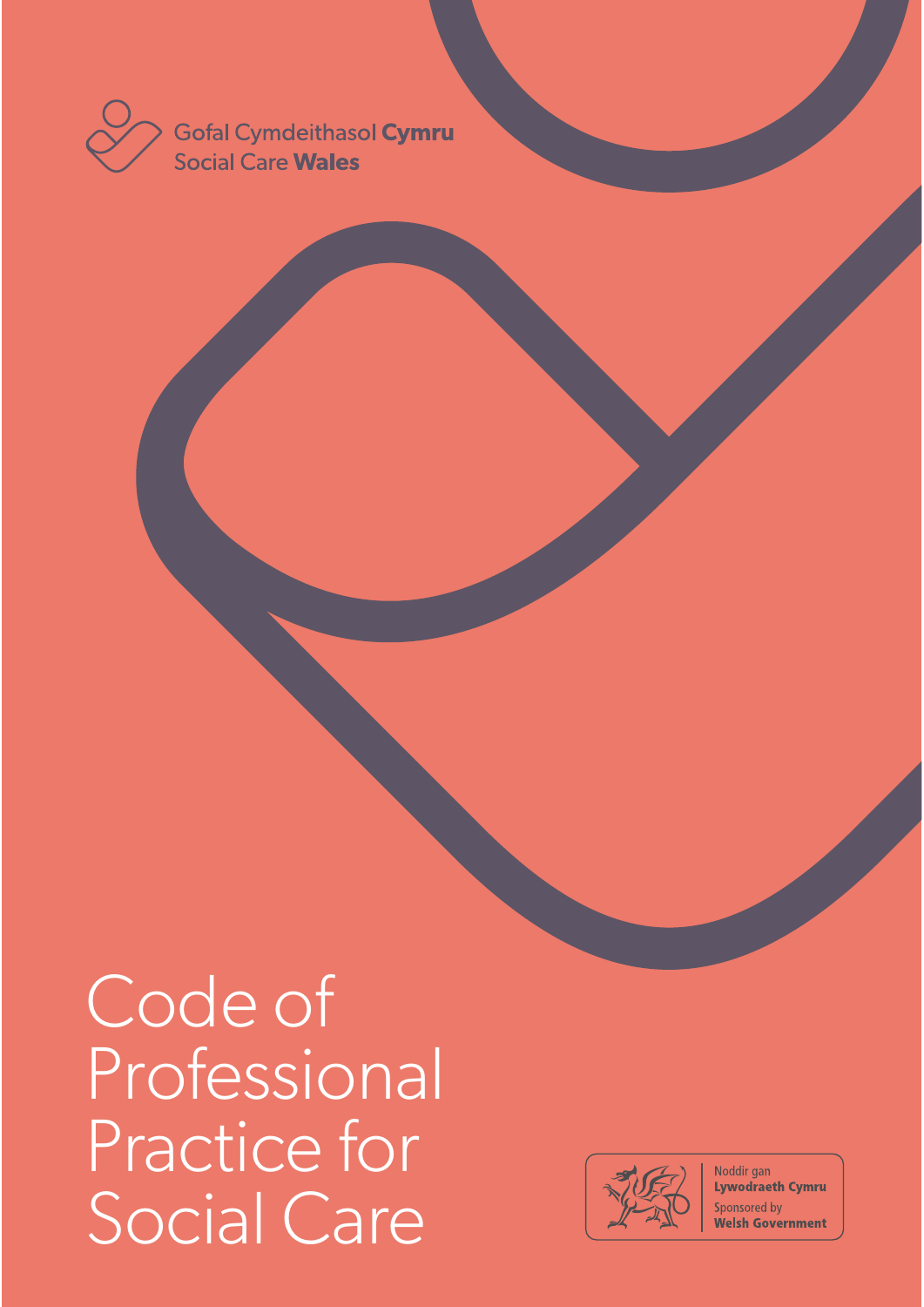Gofal Cymdeithasol **Cymru**
Social Care **Wales**

# Code of Professional Practice for Social Care

Noddir gan
**Lywodraeth Cymru**
Sponsored by
**Welsh Government**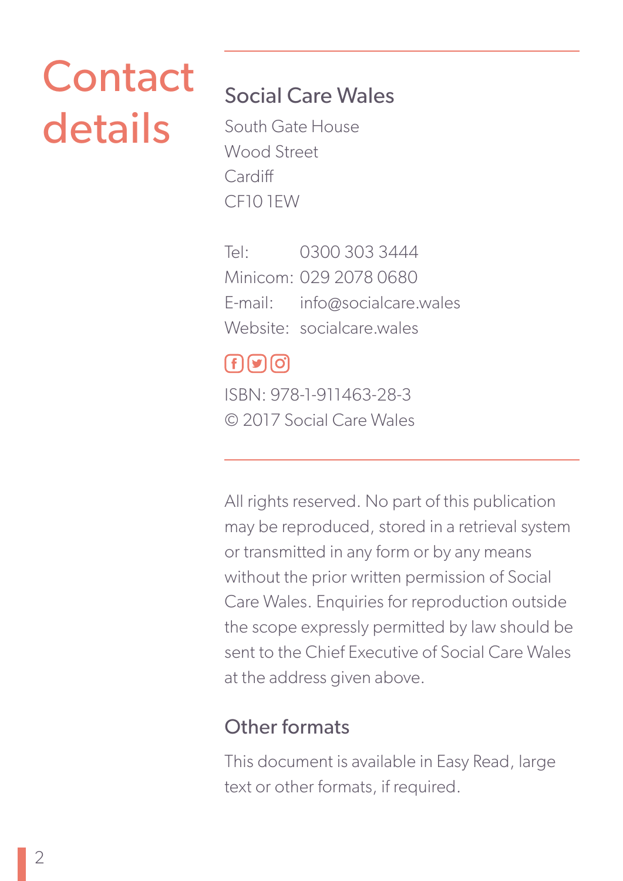# Contact details

## Social Care Wales

South Gate House
Wood Street
Cardiff
CF10 1EW

Tel: 0300 303 3444
Minicom: 029 2078 0680
E-mail: info@socialcare.wales
Website: socialcare.wales

ISBN: 978-1-911463-28-3
© 2017 Social Care Wales

All rights reserved. No part of this publication may be reproduced, stored in a retrieval system or transmitted in any form or by any means without the prior written permission of Social Care Wales. Enquiries for reproduction outside the scope expressly permitted by law should be sent to the Chief Executive of Social Care Wales at the address given above.

## Other formats

This document is available in Easy Read, large text or other formats, if required.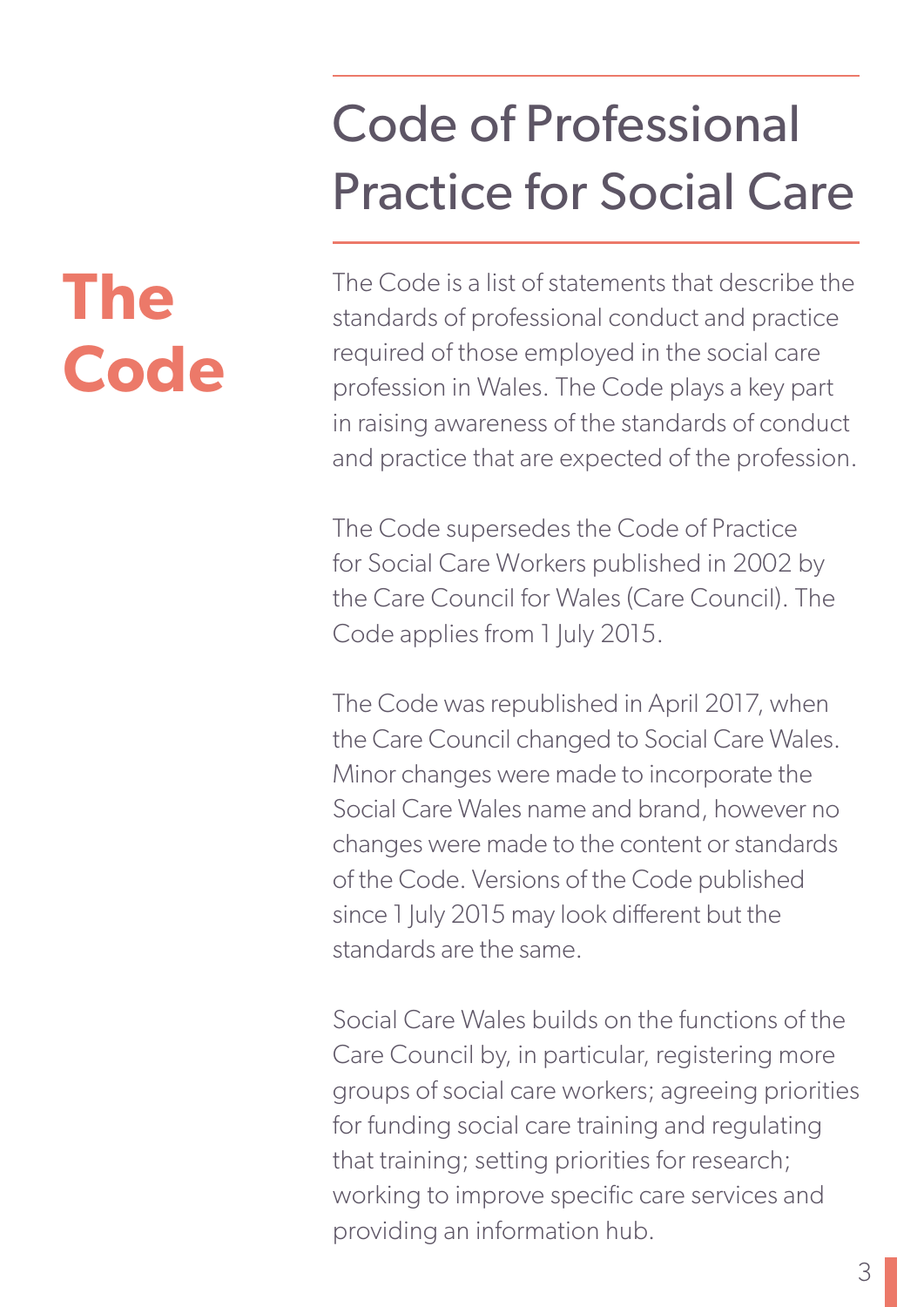# The Code

## Code of Professional Practice for Social Care

The Code is a list of statements that describe the standards of professional conduct and practice required of those employed in the social care profession in Wales. The Code plays a key part in raising awareness of the standards of conduct and practice that are expected of the profession.

The Code supersedes the Code of Practice for Social Care Workers published in 2002 by the Care Council for Wales (Care Council). The Code applies from 1 July 2015.

The Code was republished in April 2017, when the Care Council changed to Social Care Wales. Minor changes were made to incorporate the Social Care Wales name and brand, however no changes were made to the content or standards of the Code. Versions of the Code published since 1 July 2015 may look different but the standards are the same.

Social Care Wales builds on the functions of the Care Council by, in particular, registering more groups of social care workers; agreeing priorities for funding social care training and regulating that training; setting priorities for research; working to improve specific care services and providing an information hub.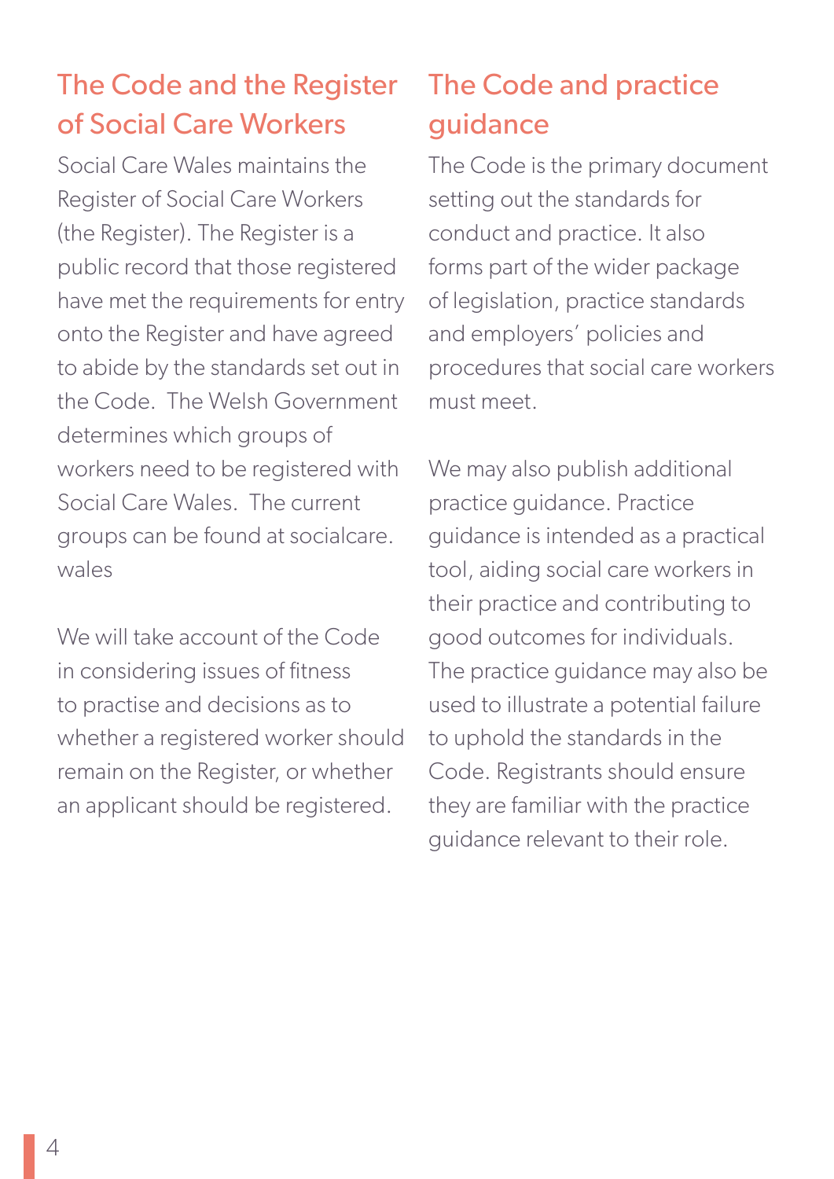## The Code and the Register of Social Care Workers

Social Care Wales maintains the Register of Social Care Workers (the Register). The Register is a public record that those registered have met the requirements for entry onto the Register and have agreed to abide by the standards set out in the Code. The Welsh Government determines which groups of workers need to be registered with Social Care Wales. The current groups can be found at socialcare.wales

We will take account of the Code in considering issues of fitness to practise and decisions as to whether a registered worker should remain on the Register, or whether an applicant should be registered.

## The Code and practice guidance

The Code is the primary document setting out the standards for conduct and practice. It also forms part of the wider package of legislation, practice standards and employers' policies and procedures that social care workers must meet.

We may also publish additional practice guidance. Practice guidance is intended as a practical tool, aiding social care workers in their practice and contributing to good outcomes for individuals. The practice guidance may also be used to illustrate a potential failure to uphold the standards in the Code. Registrants should ensure they are familiar with the practice guidance relevant to their role.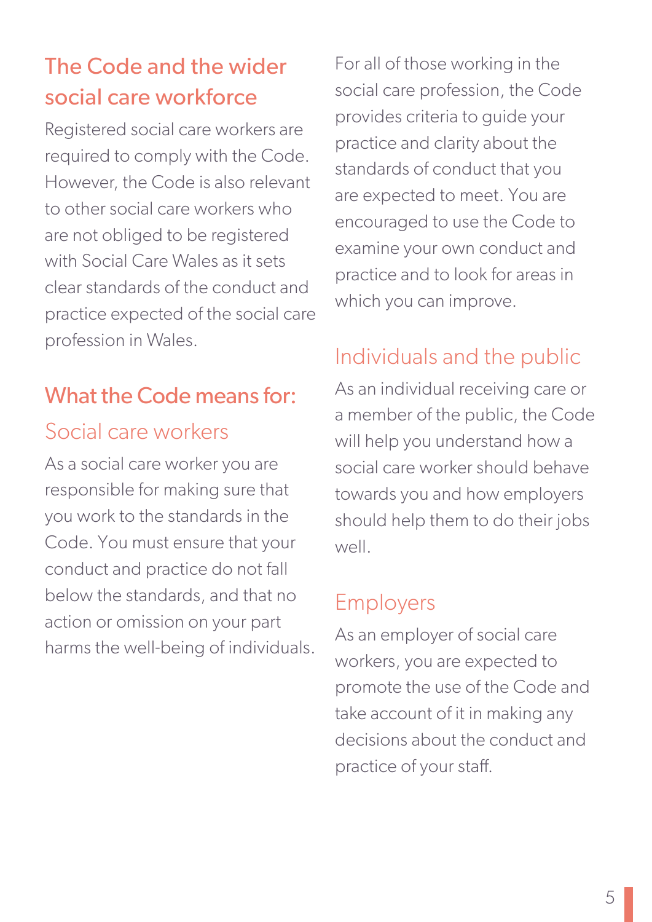## The Code and the wider social care workforce

Registered social care workers are required to comply with the Code. However, the Code is also relevant to other social care workers who are not obliged to be registered with Social Care Wales as it sets clear standards of the conduct and practice expected of the social care profession in Wales.

## What the Code means for:

### Social care workers

As a social care worker you are responsible for making sure that you work to the standards in the Code. You must ensure that your conduct and practice do not fall below the standards, and that no action or omission on your part harms the well-being of individuals.

For all of those working in the social care profession, the Code provides criteria to guide your practice and clarity about the standards of conduct that you are expected to meet. You are encouraged to use the Code to examine your own conduct and practice and to look for areas in which you can improve.

### Individuals and the public

As an individual receiving care or a member of the public, the Code will help you understand how a social care worker should behave towards you and how employers should help them to do their jobs well.

### Employers

As an employer of social care workers, you are expected to promote the use of the Code and take account of it in making any decisions about the conduct and practice of your staff.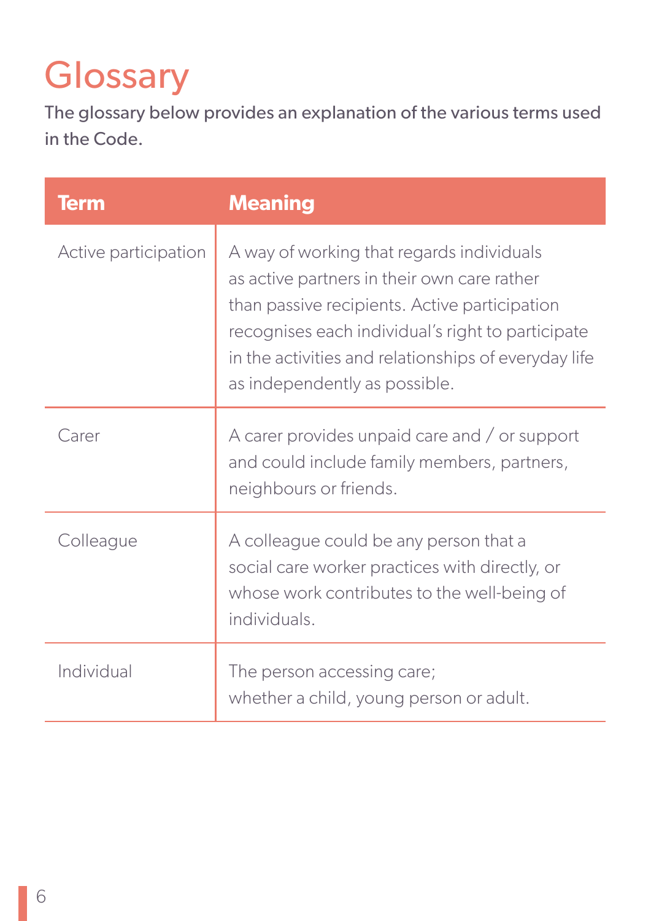# Glossary

The glossary below provides an explanation of the various terms used in the Code.

| Term | Meaning |
| --- | --- |
| Active participation | A way of working that regards individuals as active partners in their own care rather than passive recipients. Active participation recognises each individual's right to participate in the activities and relationships of everyday life as independently as possible. |
| Carer | A carer provides unpaid care and / or support and could include family members, partners, neighbours or friends. |
| Colleague | A colleague could be any person that a social care worker practices with directly, or whose work contributes to the well-being of individuals. |
| Individual | The person accessing care; whether a child, young person or adult. |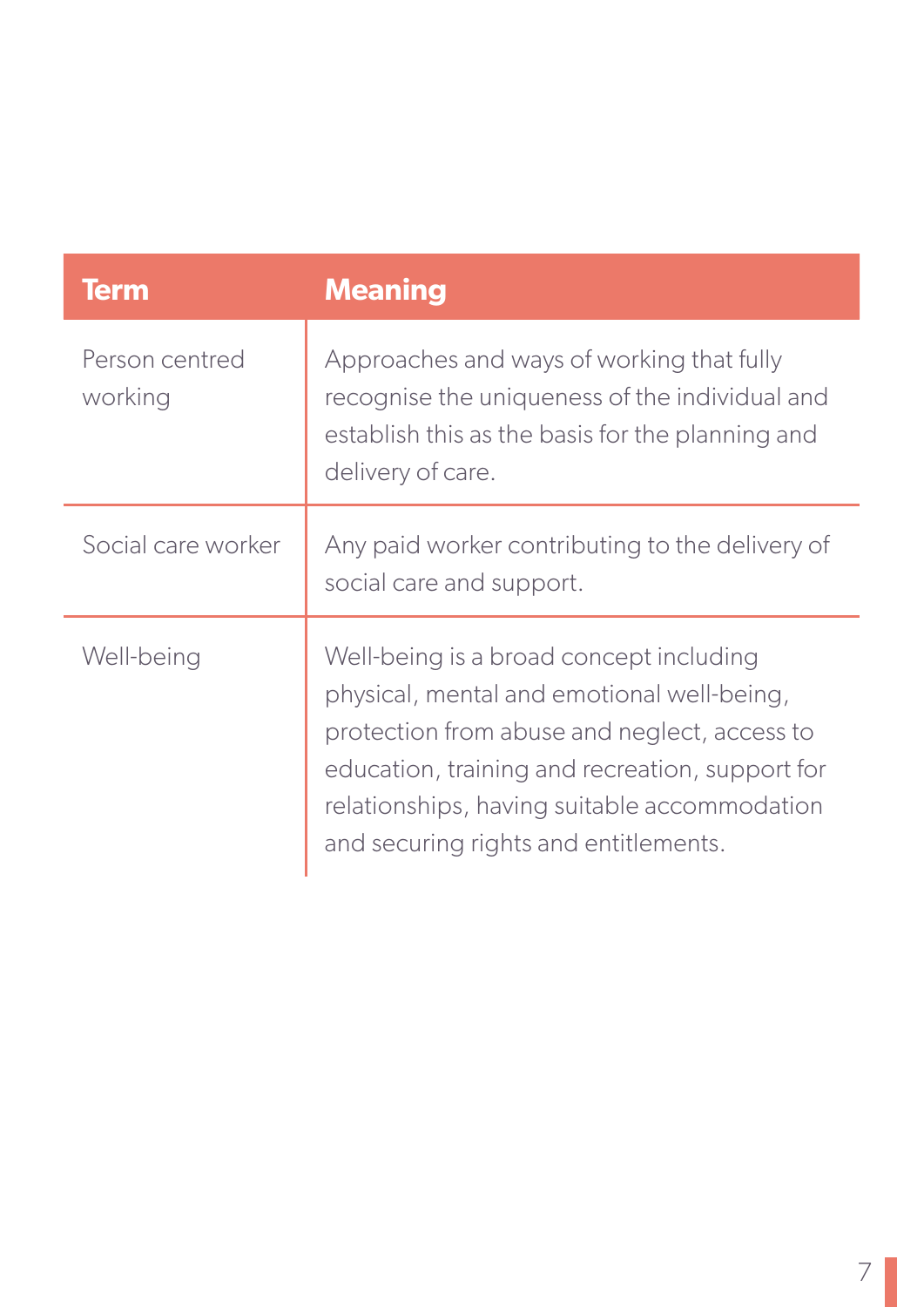| Term | Meaning |
| --- | --- |
| Person centred working | Approaches and ways of working that fully recognise the uniqueness of the individual and establish this as the basis for the planning and delivery of care. |
| Social care worker | Any paid worker contributing to the delivery of social care and support. |
| Well-being | Well-being is a broad concept including physical, mental and emotional well-being, protection from abuse and neglect, access to education, training and recreation, support for relationships, having suitable accommodation and securing rights and entitlements. |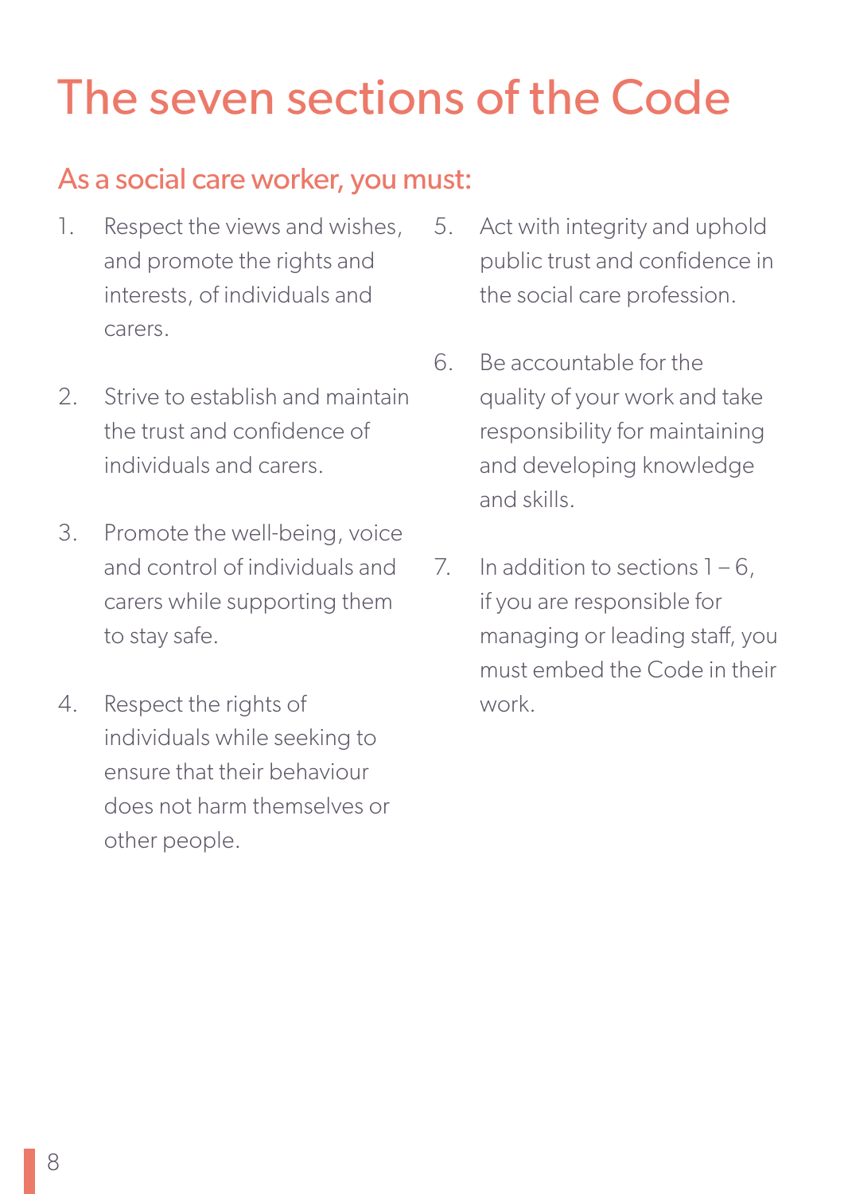# The seven sections of the Code

## As a social care worker, you must:

1. Respect the views and wishes, and promote the rights and interests, of individuals and carers.

2. Strive to establish and maintain the trust and confidence of individuals and carers.

3. Promote the well-being, voice and control of individuals and carers while supporting them to stay safe.

4. Respect the rights of individuals while seeking to ensure that their behaviour does not harm themselves or other people.

5. Act with integrity and uphold public trust and confidence in the social care profession.

6. Be accountable for the quality of your work and take responsibility for maintaining and developing knowledge and skills.

7. In addition to sections 1 – 6, if you are responsible for managing or leading staff, you must embed the Code in their work.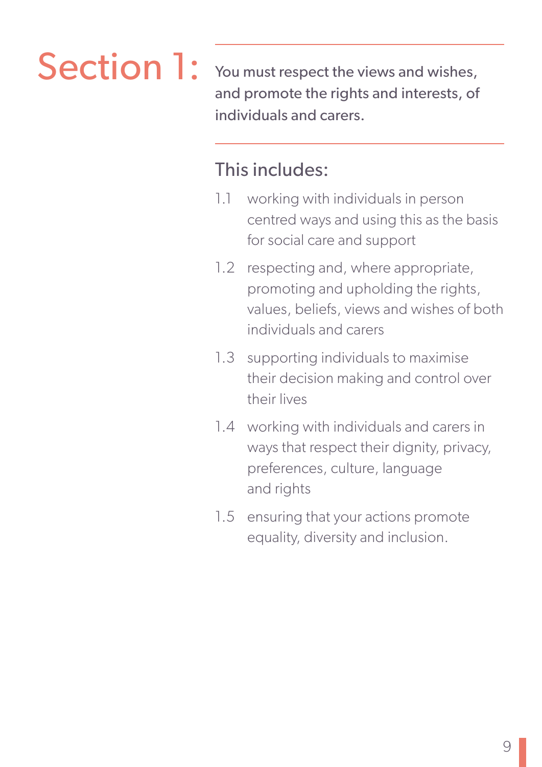# Section 1:

**You must respect the views and wishes, and promote the rights and interests, of individuals and carers.**

## This includes:

1.1 working with individuals in person centred ways and using this as the basis for social care and support

1.2 respecting and, where appropriate, promoting and upholding the rights, values, beliefs, views and wishes of both individuals and carers

1.3 supporting individuals to maximise their decision making and control over their lives

1.4 working with individuals and carers in ways that respect their dignity, privacy, preferences, culture, language and rights

1.5 ensuring that your actions promote equality, diversity and inclusion.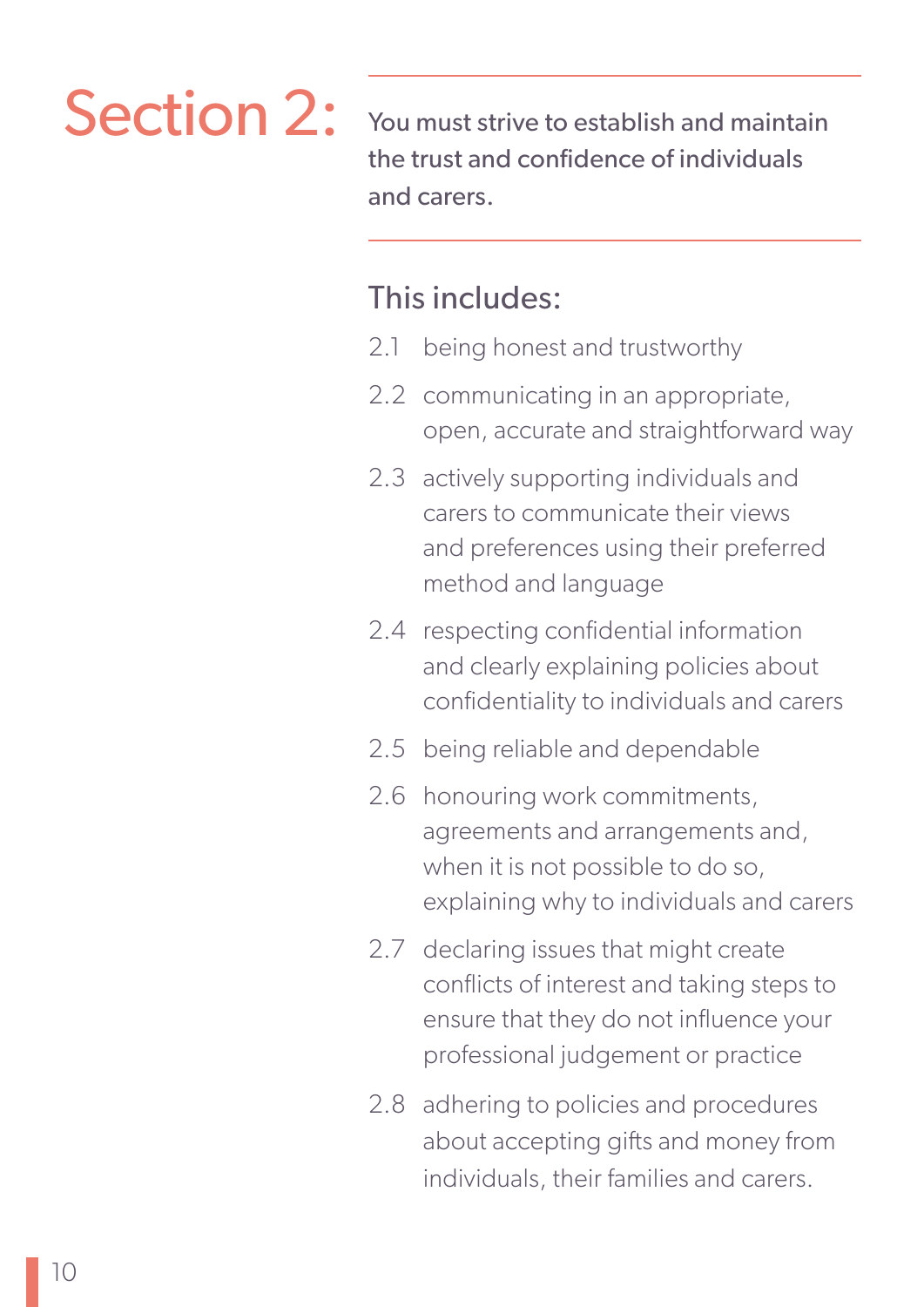# Section 2:

**You must strive to establish and maintain the trust and confidence of individuals and carers.**

## This includes:

2.1 being honest and trustworthy

2.2 communicating in an appropriate, open, accurate and straightforward way

2.3 actively supporting individuals and carers to communicate their views and preferences using their preferred method and language

2.4 respecting confidential information and clearly explaining policies about confidentiality to individuals and carers

2.5 being reliable and dependable

2.6 honouring work commitments, agreements and arrangements and, when it is not possible to do so, explaining why to individuals and carers

2.7 declaring issues that might create conflicts of interest and taking steps to ensure that they do not influence your professional judgement or practice

2.8 adhering to policies and procedures about accepting gifts and money from individuals, their families and carers.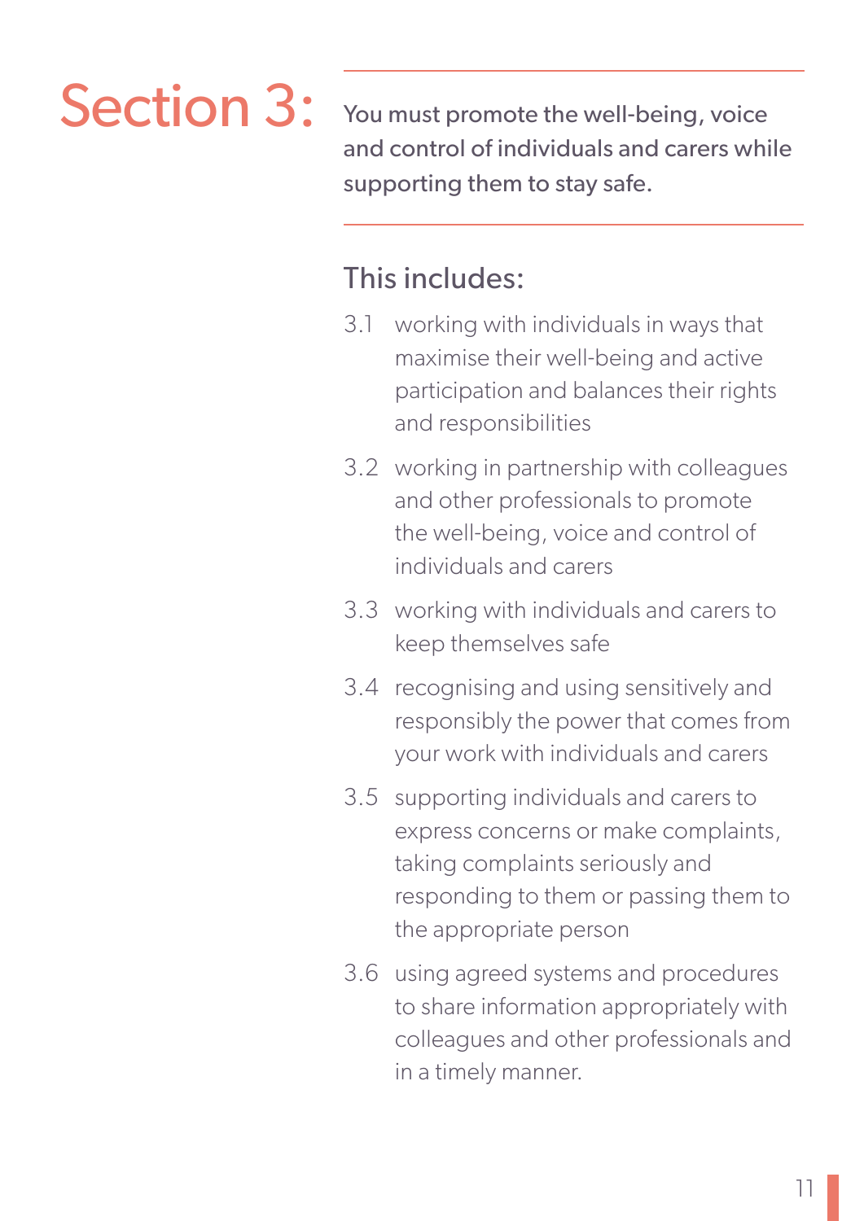# Section 3:

**You must promote the well-being, voice and control of individuals and carers while supporting them to stay safe.**

## This includes:

3.1 working with individuals in ways that maximise their well-being and active participation and balances their rights and responsibilities

3.2 working in partnership with colleagues and other professionals to promote the well-being, voice and control of individuals and carers

3.3 working with individuals and carers to keep themselves safe

3.4 recognising and using sensitively and responsibly the power that comes from your work with individuals and carers

3.5 supporting individuals and carers to express concerns or make complaints, taking complaints seriously and responding to them or passing them to the appropriate person

3.6 using agreed systems and procedures to share information appropriately with colleagues and other professionals and in a timely manner.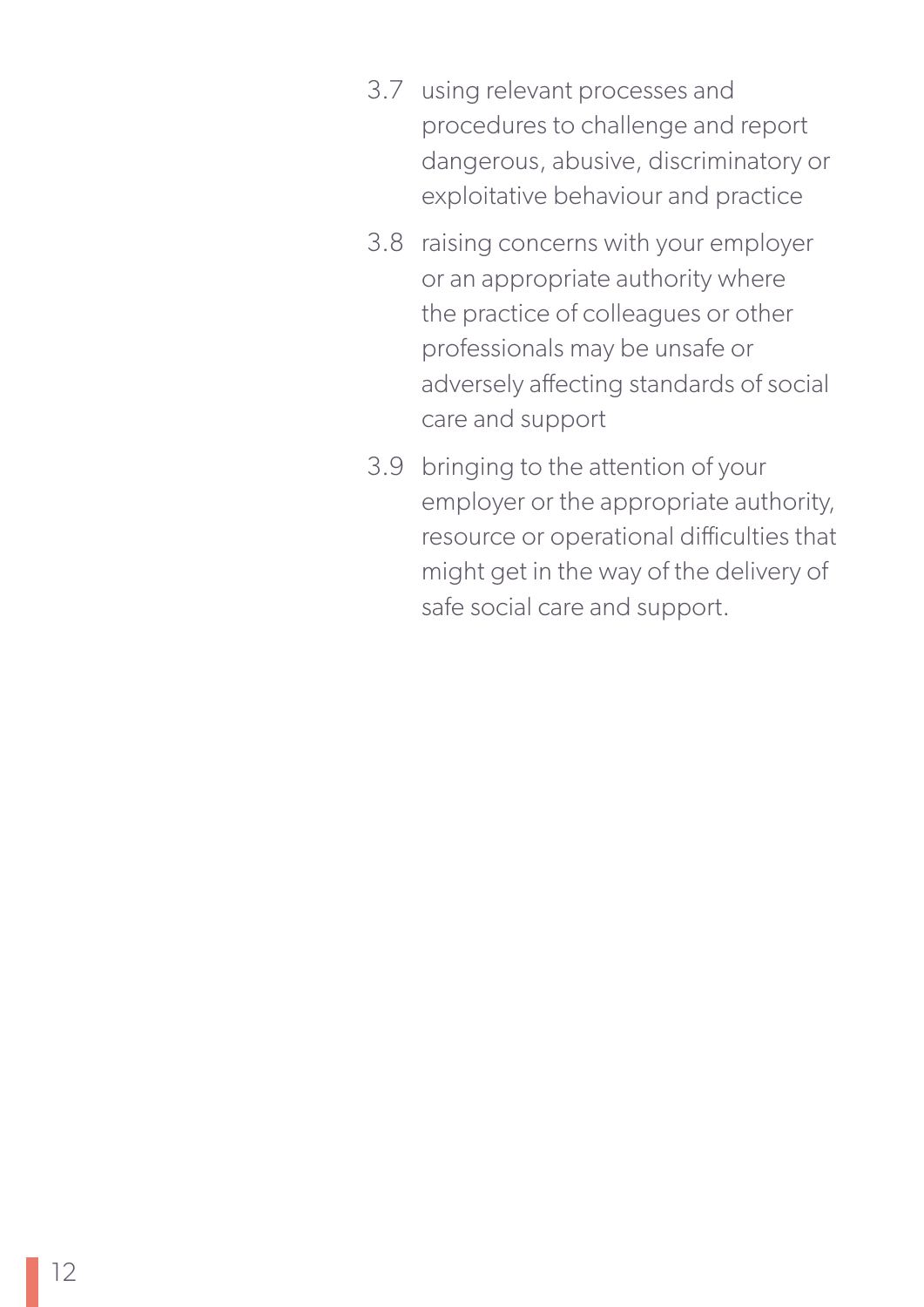3.7 using relevant processes and procedures to challenge and report dangerous, abusive, discriminatory or exploitative behaviour and practice

3.8 raising concerns with your employer or an appropriate authority where the practice of colleagues or other professionals may be unsafe or adversely affecting standards of social care and support

3.9 bringing to the attention of your employer or the appropriate authority, resource or operational difficulties that might get in the way of the delivery of safe social care and support.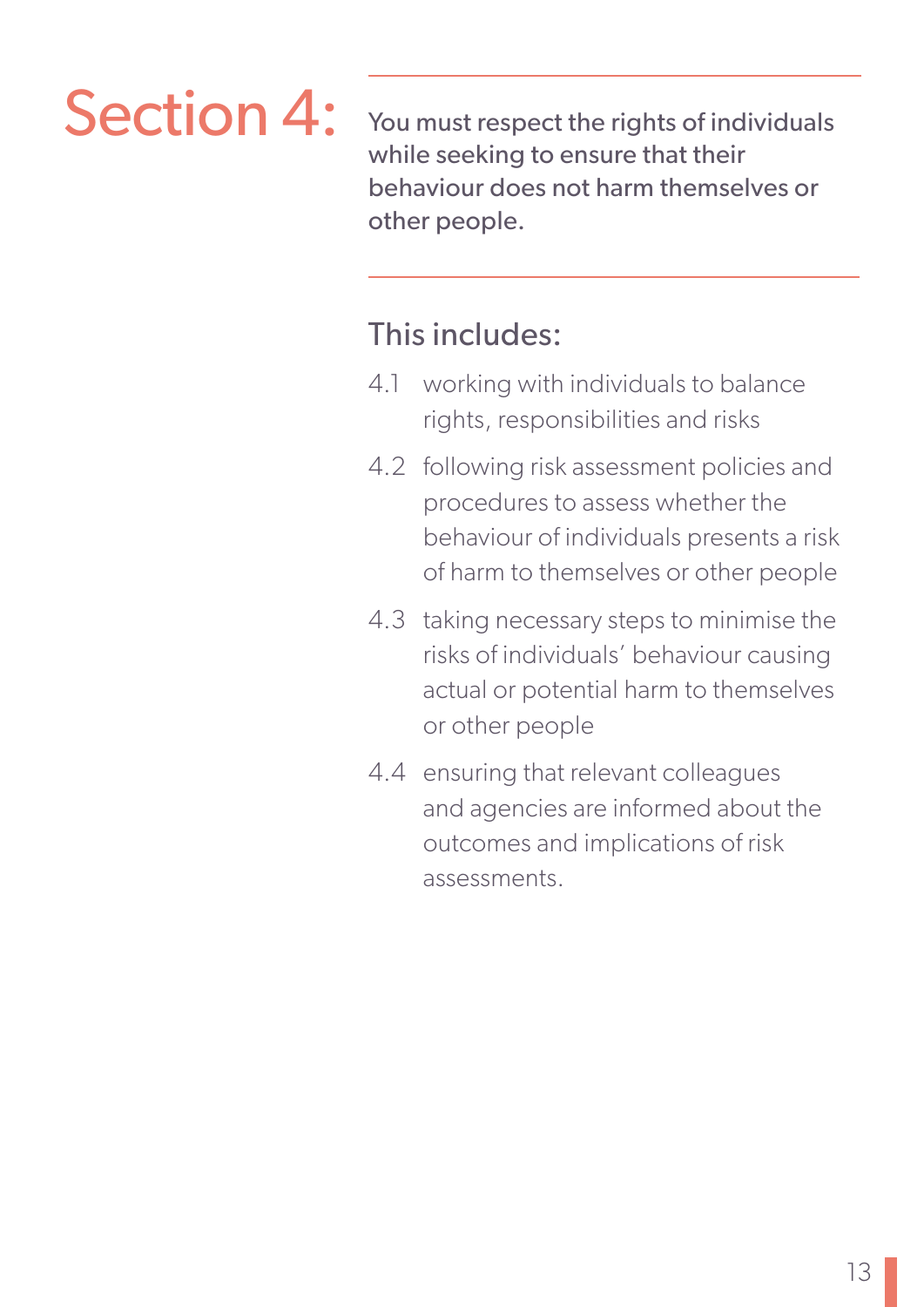# Section 4:

**You must respect the rights of individuals while seeking to ensure that their behaviour does not harm themselves or other people.**

## This includes:

4.1 working with individuals to balance rights, responsibilities and risks

4.2 following risk assessment policies and procedures to assess whether the behaviour of individuals presents a risk of harm to themselves or other people

4.3 taking necessary steps to minimise the risks of individuals' behaviour causing actual or potential harm to themselves or other people

4.4 ensuring that relevant colleagues and agencies are informed about the outcomes and implications of risk assessments.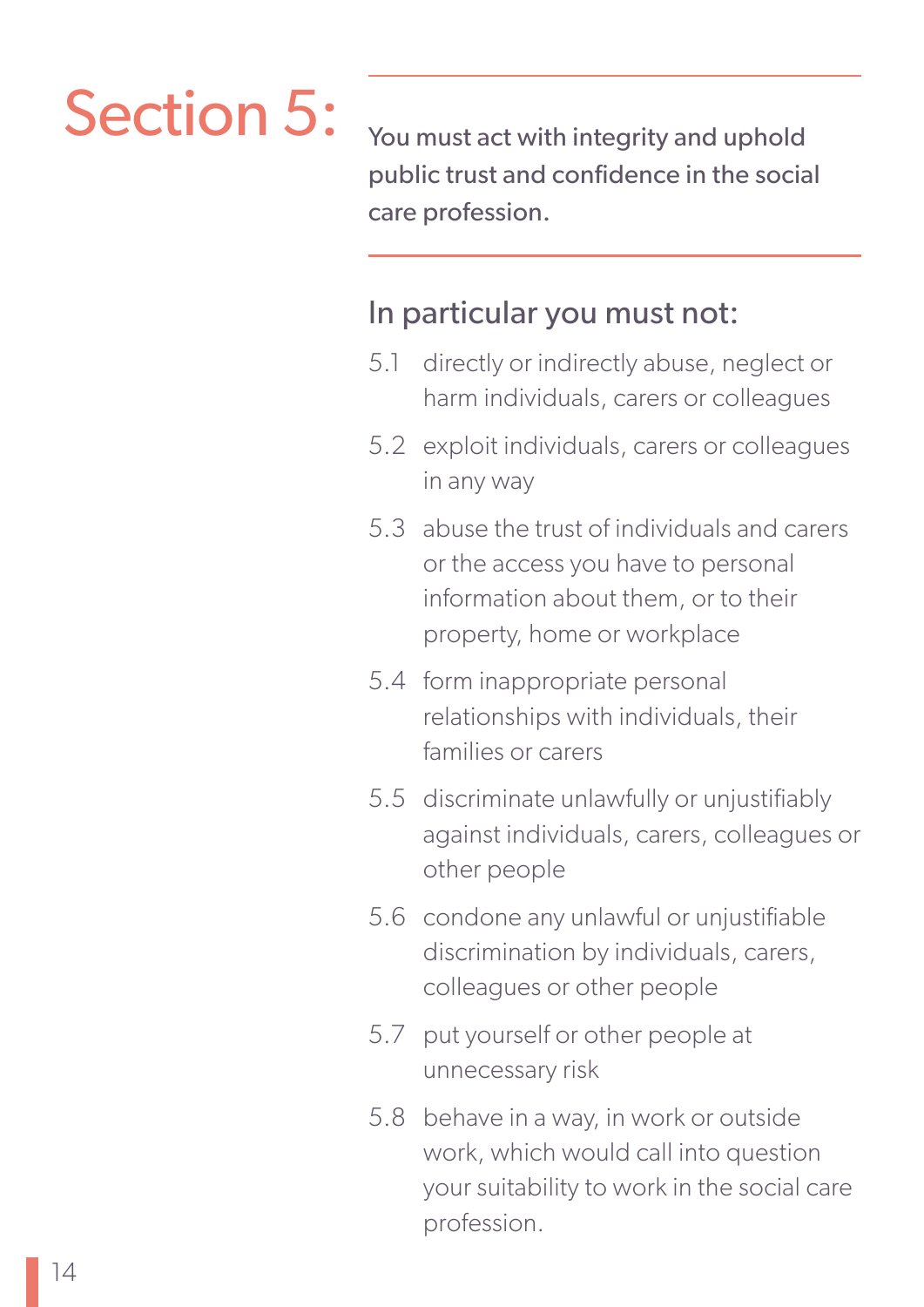# Section 5:

**You must act with integrity and uphold public trust and confidence in the social care profession.**

## In particular you must not:

5.1 directly or indirectly abuse, neglect or harm individuals, carers or colleagues

5.2 exploit individuals, carers or colleagues in any way

5.3 abuse the trust of individuals and carers or the access you have to personal information about them, or to their property, home or workplace

5.4 form inappropriate personal relationships with individuals, their families or carers

5.5 discriminate unlawfully or unjustifiably against individuals, carers, colleagues or other people

5.6 condone any unlawful or unjustifiable discrimination by individuals, carers, colleagues or other people

5.7 put yourself or other people at unnecessary risk

5.8 behave in a way, in work or outside work, which would call into question your suitability to work in the social care profession.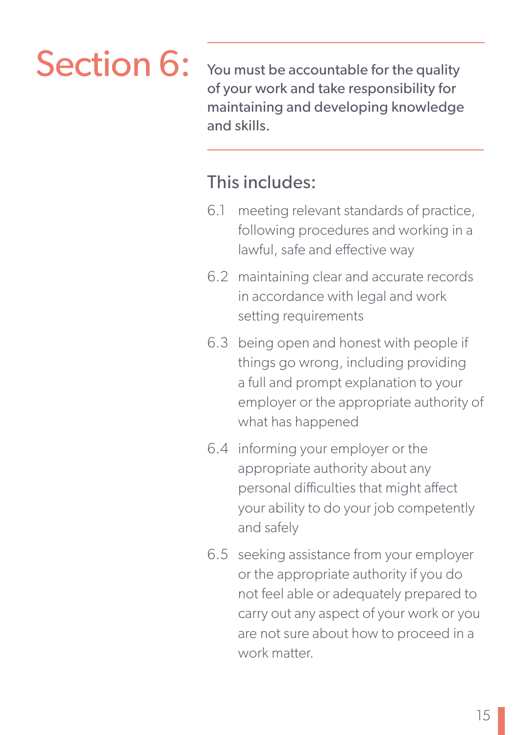# Section 6:

**You must be accountable for the quality of your work and take responsibility for maintaining and developing knowledge and skills.**

## This includes:

6.1 meeting relevant standards of practice, following procedures and working in a lawful, safe and effective way

6.2 maintaining clear and accurate records in accordance with legal and work setting requirements

6.3 being open and honest with people if things go wrong, including providing a full and prompt explanation to your employer or the appropriate authority of what has happened

6.4 informing your employer or the appropriate authority about any personal difficulties that might affect your ability to do your job competently and safely

6.5 seeking assistance from your employer or the appropriate authority if you do not feel able or adequately prepared to carry out any aspect of your work or you are not sure about how to proceed in a work matter.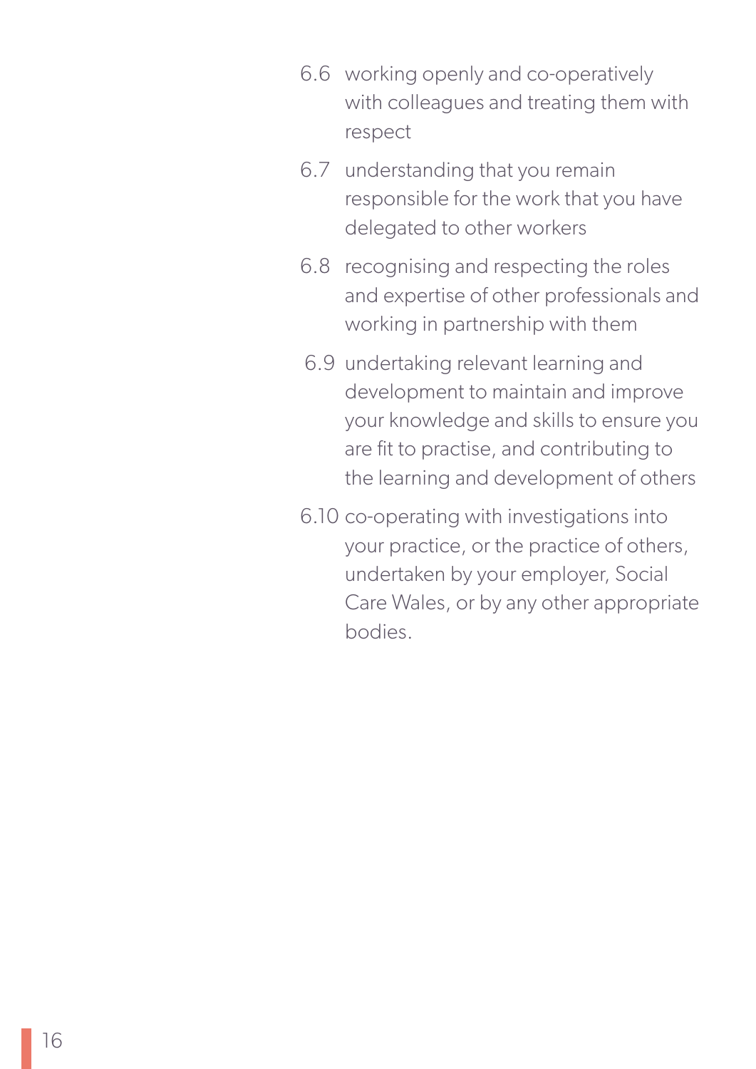6.6 working openly and co-operatively with colleagues and treating them with respect

6.7 understanding that you remain responsible for the work that you have delegated to other workers

6.8 recognising and respecting the roles and expertise of other professionals and working in partnership with them

6.9 undertaking relevant learning and development to maintain and improve your knowledge and skills to ensure you are fit to practise, and contributing to the learning and development of others

6.10 co-operating with investigations into your practice, or the practice of others, undertaken by your employer, Social Care Wales, or by any other appropriate bodies.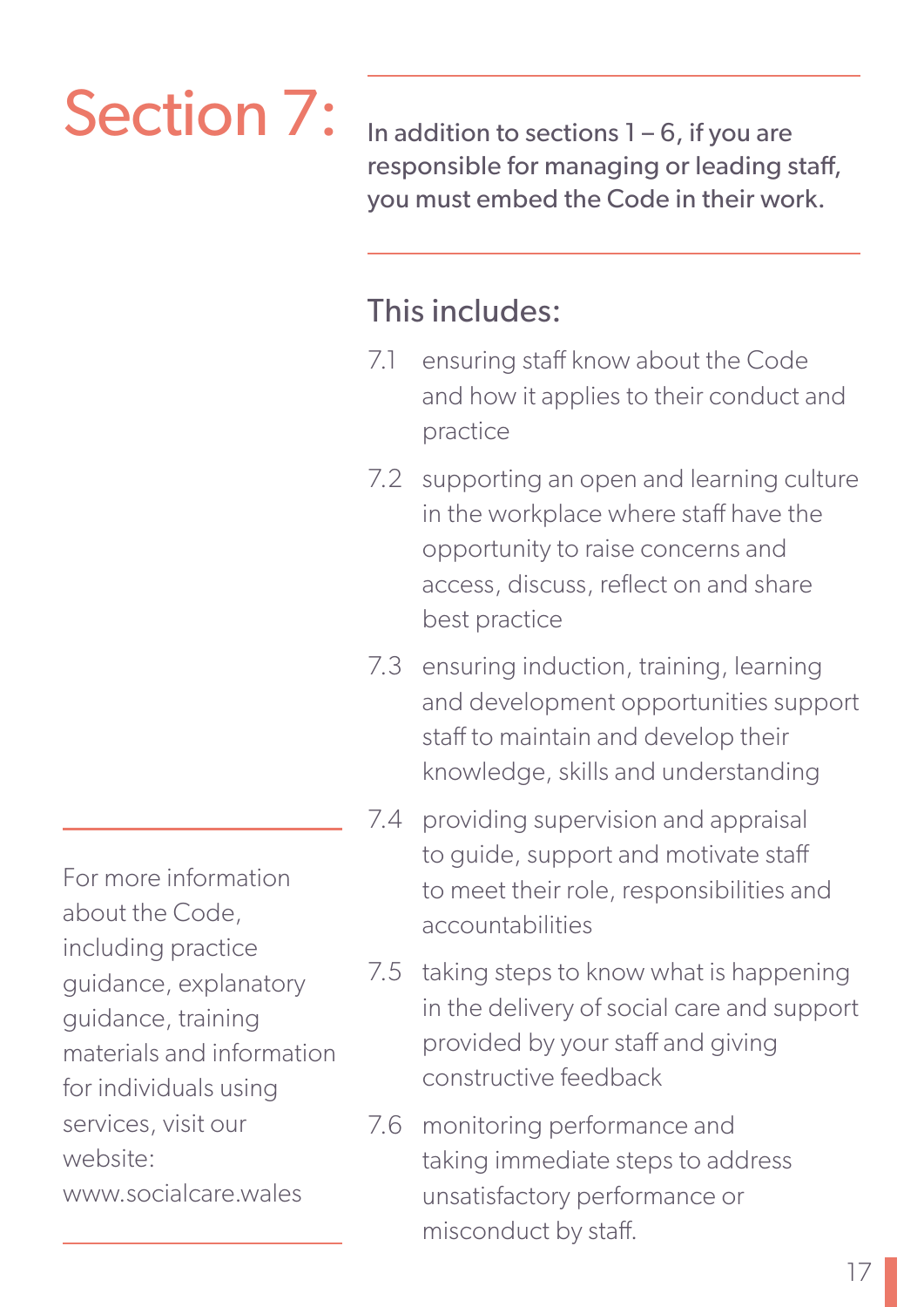# Section 7:

In addition to sections 1 – 6, if you are responsible for managing or leading staff, you must embed the Code in their work.

## This includes:

7.1 ensuring staff know about the Code and how it applies to their conduct and practice

7.2 supporting an open and learning culture in the workplace where staff have the opportunity to raise concerns and access, discuss, reflect on and share best practice

7.3 ensuring induction, training, learning and development opportunities support staff to maintain and develop their knowledge, skills and understanding

7.4 providing supervision and appraisal to guide, support and motivate staff to meet their role, responsibilities and accountabilities

7.5 taking steps to know what is happening in the delivery of social care and support provided by your staff and giving constructive feedback

7.6 monitoring performance and taking immediate steps to address unsatisfactory performance or misconduct by staff.

For more information about the Code, including practice guidance, explanatory guidance, training materials and information for individuals using services, visit our website: www.socialcare.wales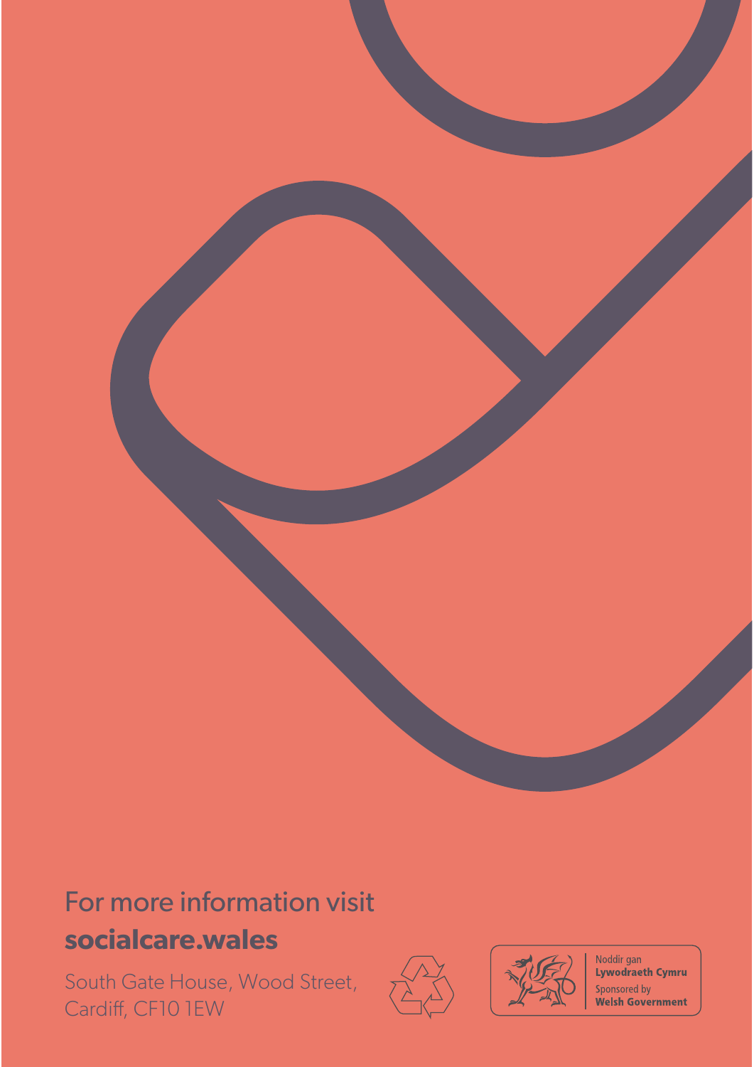For more information visit
**socialcare.wales**

South Gate House, Wood Street,
Cardiff, CF10 1EW

Noddir gan
**Lywodraeth Cymru**
Sponsored by
**Welsh Government**